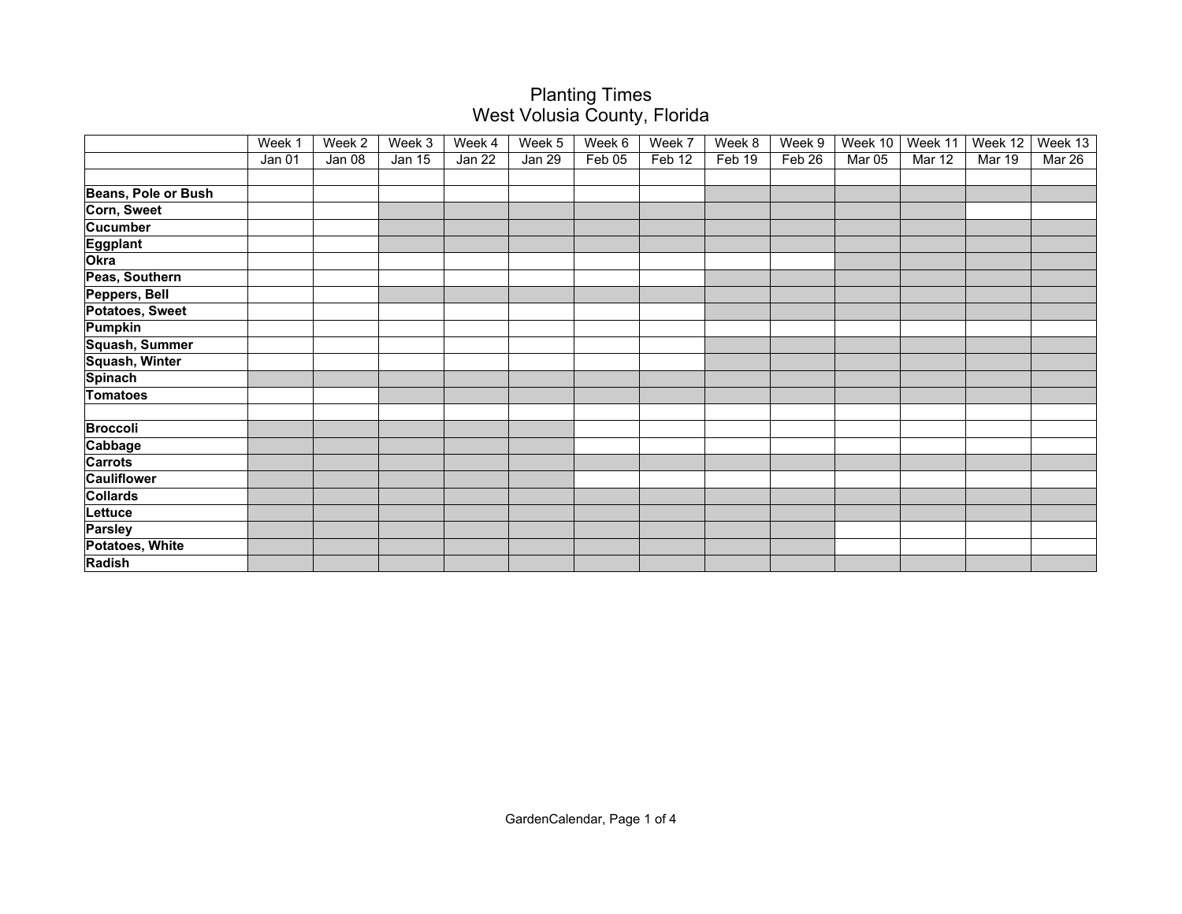# Planting Times
## West Volusia County, Florida

Shaded cells in the original chart are shown as ■.

| | Week 1 | Week 2 | Week 3 | Week 4 | Week 5 | Week 6 | Week 7 | Week 8 | Week 9 | Week 10 | Week 11 | Week 12 | Week 13 |
|---|---|---|---|---|---|---|---|---|---|---|---|---|---|
| | Jan 01 | Jan 08 | Jan 15 | Jan 22 | Jan 29 | Feb 05 | Feb 12 | Feb 19 | Feb 26 | Mar 05 | Mar 12 | Mar 19 | Mar 26 |
| | | | | | | | | | | | | | |
| **Beans, Pole or Bush** | | | | | | | | ■ | ■ | ■ | ■ | ■ | ■ |
| **Corn, Sweet** | | | ■ | ■ | ■ | ■ | ■ | ■ | ■ | ■ | ■ | | |
| **Cucumber** | | | ■ | ■ | ■ | ■ | ■ | ■ | ■ | ■ | ■ | ■ | ■ |
| **Eggplant** | | | ■ | ■ | ■ | ■ | ■ | ■ | ■ | ■ | ■ | ■ | ■ |
| **Okra** | | | | | | | | | | ■ | ■ | ■ | ■ |
| **Peas, Southern** | | | | | | | | ■ | ■ | ■ | ■ | ■ | ■ |
| **Peppers, Bell** | | | ■ | ■ | ■ | ■ | ■ | ■ | ■ | ■ | ■ | ■ | ■ |
| **Potatoes, Sweet** | | | | | | | | ■ | ■ | ■ | ■ | ■ | ■ |
| **Pumpkin** | | | | | | | | ■ | | | | | |
| **Squash, Summer** | | | | | | | | ■ | ■ | ■ | ■ | ■ | ■ |
| **Squash, Winter** | | | | | | | | ■ | ■ | ■ | ■ | ■ | ■ |
| **Spinach** | ■ | ■ | ■ | ■ | ■ | ■ | ■ | ■ | ■ | ■ | ■ | ■ | ■ |
| **Tomatoes** | | | ■ | ■ | ■ | ■ | ■ | ■ | ■ | ■ | ■ | ■ | ■ |
| | | | | | | | | | | | | | |
| **Broccoli** | ■ | ■ | ■ | ■ | ■ | | | | | | | | |
| **Cabbage** | ■ | ■ | ■ | ■ | ■ | | | | | | | | |
| **Carrots** | ■ | ■ | ■ | ■ | ■ | ■ | ■ | ■ | ■ | ■ | ■ | ■ | ■ |
| **Cauliflower** | ■ | ■ | ■ | ■ | ■ | | | | | | | | |
| **Collards** | ■ | ■ | ■ | ■ | ■ | ■ | ■ | ■ | ■ | ■ | ■ | ■ | ■ |
| **Lettuce** | ■ | ■ | ■ | ■ | ■ | ■ | ■ | ■ | ■ | ■ | ■ | ■ | ■ |
| **Parsley** | ■ | ■ | ■ | ■ | ■ | ■ | ■ | ■ | ■ | | | | |
| **Potatoes, White** | ■ | ■ | ■ | ■ | ■ | ■ | ■ | ■ | ■ | | | | |
| **Radish** | ■ | ■ | ■ | ■ | ■ | ■ | ■ | ■ | ■ | ■ | ■ | ■ | ■ |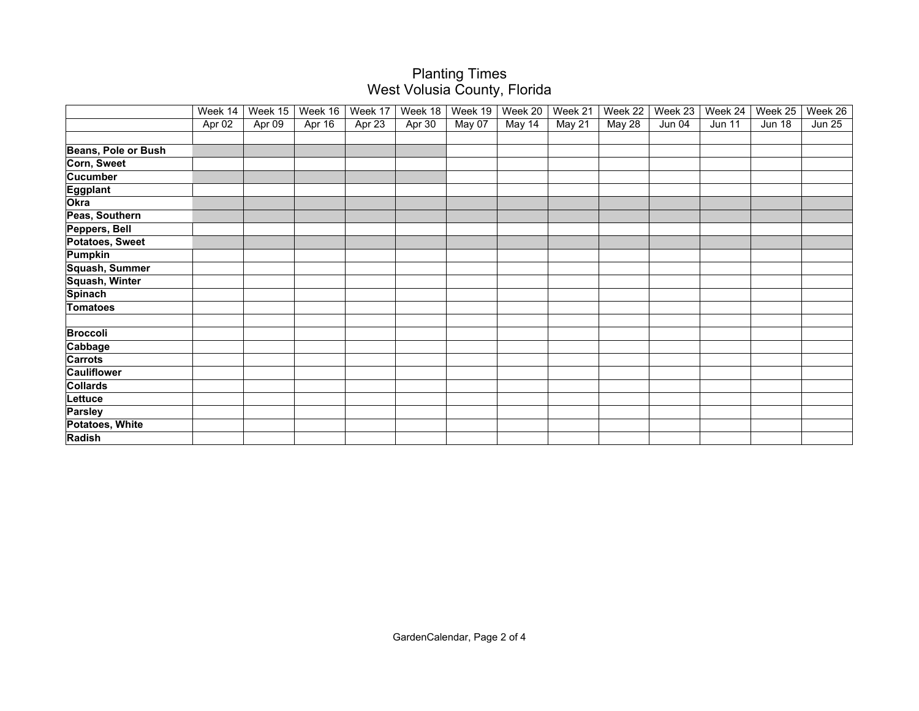# Planting Times
## West Volusia County, Florida

| | Week 14 | Week 15 | Week 16 | Week 17 | Week 18 | Week 19 | Week 20 | Week 21 | Week 22 | Week 23 | Week 24 | Week 25 | Week 26 |
|---|---|---|---|---|---|---|---|---|---|---|---|---|---|
| | Apr 02 | Apr 09 | Apr 16 | Apr 23 | Apr 30 | May 07 | May 14 | May 21 | May 28 | Jun 04 | Jun 11 | Jun 18 | Jun 25 |
| | | | | | | | | | | | | | |
| **Beans, Pole or Bush** | | | | | | | | | | | | | |
| **Corn, Sweet** | | | | | | | | | | | | | |
| **Cucumber** | | | | | | | | | | | | | |
| **Eggplant** | | | | | | | | | | | | | |
| **Okra** | | | | | | | | | | | | | |
| **Peas, Southern** | | | | | | | | | | | | | |
| **Peppers, Bell** | | | | | | | | | | | | | |
| **Potatoes, Sweet** | | | | | | | | | | | | | |
| **Pumpkin** | | | | | | | | | | | | | |
| **Squash, Summer** | | | | | | | | | | | | | |
| **Squash, Winter** | | | | | | | | | | | | | |
| **Spinach** | | | | | | | | | | | | | |
| **Tomatoes** | | | | | | | | | | | | | |
| | | | | | | | | | | | | | |
| **Broccoli** | | | | | | | | | | | | | |
| **Cabbage** | | | | | | | | | | | | | |
| **Carrots** | | | | | | | | | | | | | |
| **Cauliflower** | | | | | | | | | | | | | |
| **Collards** | | | | | | | | | | | | | |
| **Lettuce** | | | | | | | | | | | | | |
| **Parsley** | | | | | | | | | | | | | |
| **Potatoes, White** | | | | | | | | | | | | | |
| **Radish** | | | | | | | | | | | | | |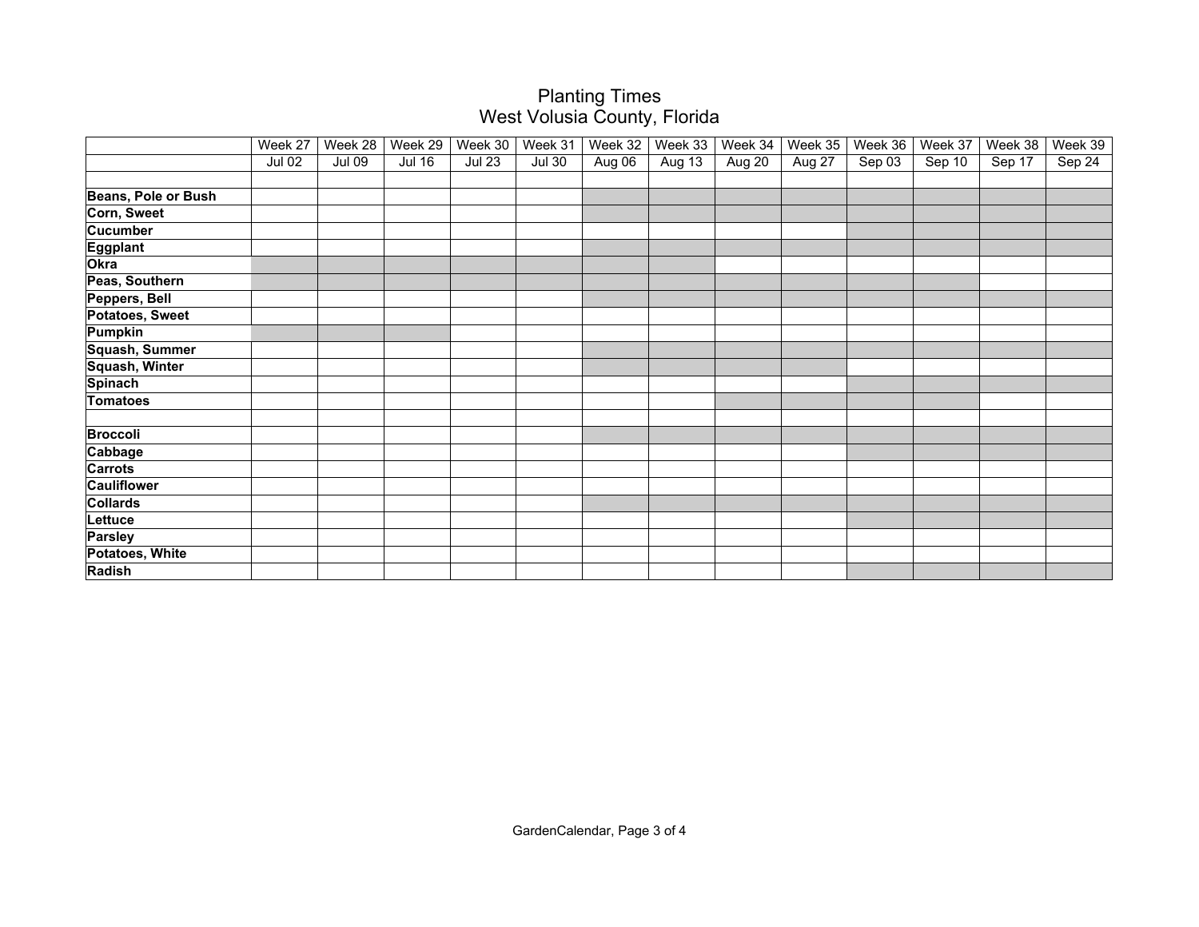# Planting Times
## West Volusia County, Florida

Shaded cells in the original chart are shown as ■.

| | Week 27 | Week 28 | Week 29 | Week 30 | Week 31 | Week 32 | Week 33 | Week 34 | Week 35 | Week 36 | Week 37 | Week 38 | Week 39 |
|---|---|---|---|---|---|---|---|---|---|---|---|---|---|
| | Jul 02 | Jul 09 | Jul 16 | Jul 23 | Jul 30 | Aug 06 | Aug 13 | Aug 20 | Aug 27 | Sep 03 | Sep 10 | Sep 17 | Sep 24 |
| | | | | | | | | | | | | | |
| **Beans, Pole or Bush** | | | | | | ■ | ■ | ■ | ■ | ■ | ■ | ■ | ■ |
| **Corn, Sweet** | | | | | | ■ | ■ | ■ | ■ | ■ | ■ | ■ | ■ |
| **Cucumber** | | | | | | | | | | ■ | ■ | ■ | ■ |
| **Eggplant** | | | | | | ■ | ■ | ■ | ■ | ■ | ■ | ■ | ■ |
| **Okra** | ■ | ■ | ■ | ■ | ■ | ■ | ■ | | | | | | |
| **Peas, Southern** | ■ | ■ | ■ | ■ | ■ | ■ | ■ | ■ | ■ | ■ | ■ | | |
| **Peppers, Bell** | | | | | | ■ | ■ | ■ | ■ | ■ | ■ | ■ | ■ |
| **Potatoes, Sweet** | | | | | | | | | | | | | |
| **Pumpkin** | ■ | ■ | ■ | | | | | | | | | | |
| **Squash, Summer** | | | | | | ■ | ■ | ■ | ■ | ■ | ■ | ■ | ■ |
| **Squash, Winter** | | | | | | ■ | ■ | ■ | ■ | | | | |
| **Spinach** | | | | | | | | | | ■ | ■ | ■ | ■ |
| **Tomatoes** | | | | | | | | ■ | ■ | ■ | ■ | | |
| | | | | | | | | | | | | | |
| **Broccoli** | | | | | | ■ | ■ | ■ | ■ | ■ | ■ | ■ | ■ |
| **Cabbage** | | | | | | | | | | ■ | ■ | ■ | ■ |
| **Carrots** | | | | | | | | | | | | | |
| **Cauliflower** | | | | | | | | | | | | | |
| **Collards** | | | | | | ■ | ■ | ■ | ■ | ■ | ■ | ■ | ■ |
| **Lettuce** | | | | | | | | | | ■ | ■ | ■ | ■ |
| **Parsley** | | | | | | | | | | | | | |
| **Potatoes, White** | | | | | | | | | | | | | |
| **Radish** | | | | | | | | | | ■ | ■ | ■ | ■ |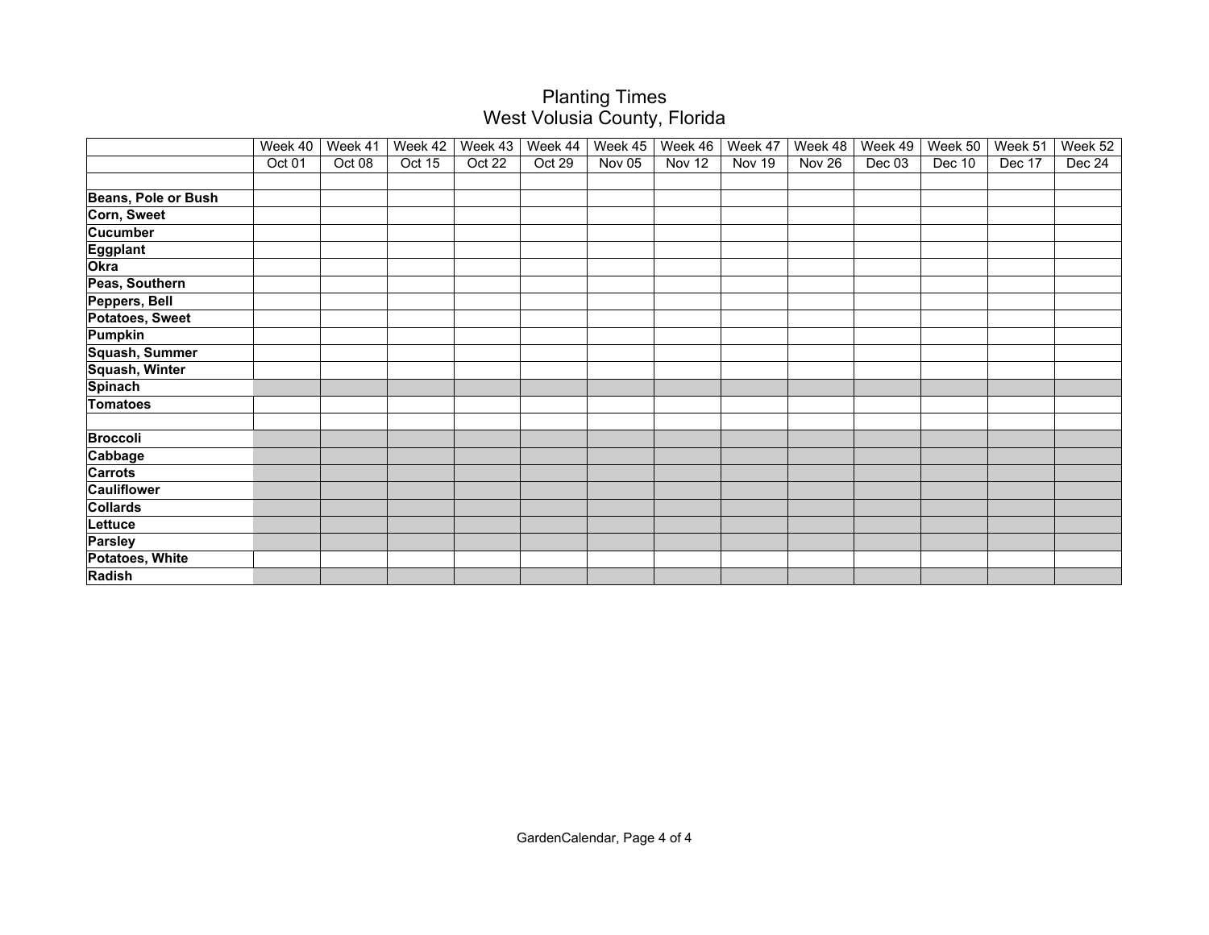# Planting Times
## West Volusia County, Florida

| | Week 40 | Week 41 | Week 42 | Week 43 | Week 44 | Week 45 | Week 46 | Week 47 | Week 48 | Week 49 | Week 50 | Week 51 | Week 52 |
|---|---|---|---|---|---|---|---|---|---|---|---|---|---|
| | Oct 01 | Oct 08 | Oct 15 | Oct 22 | Oct 29 | Nov 05 | Nov 12 | Nov 19 | Nov 26 | Dec 03 | Dec 10 | Dec 17 | Dec 24 |
| | | | | | | | | | | | | | |
| **Beans, Pole or Bush** | | | | | | | | | | | | | |
| **Corn, Sweet** | | | | | | | | | | | | | |
| **Cucumber** | | | | | | | | | | | | | |
| **Eggplant** | | | | | | | | | | | | | |
| **Okra** | | | | | | | | | | | | | |
| **Peas, Southern** | | | | | | | | | | | | | |
| **Peppers, Bell** | | | | | | | | | | | | | |
| **Potatoes, Sweet** | | | | | | | | | | | | | |
| **Pumpkin** | | | | | | | | | | | | | |
| **Squash, Summer** | | | | | | | | | | | | | |
| **Squash, Winter** | | | | | | | | | | | | | |
| **Spinach** | | | | | | | | | | | | | |
| **Tomatoes** | | | | | | | | | | | | | |
| | | | | | | | | | | | | | |
| **Broccoli** | | | | | | | | | | | | | |
| **Cabbage** | | | | | | | | | | | | | |
| **Carrots** | | | | | | | | | | | | | |
| **Cauliflower** | | | | | | | | | | | | | |
| **Collards** | | | | | | | | | | | | | |
| **Lettuce** | | | | | | | | | | | | | |
| **Parsley** | | | | | | | | | | | | | |
| **Potatoes, White** | | | | | | | | | | | | | |
| **Radish** | | | | | | | | | | | | | |